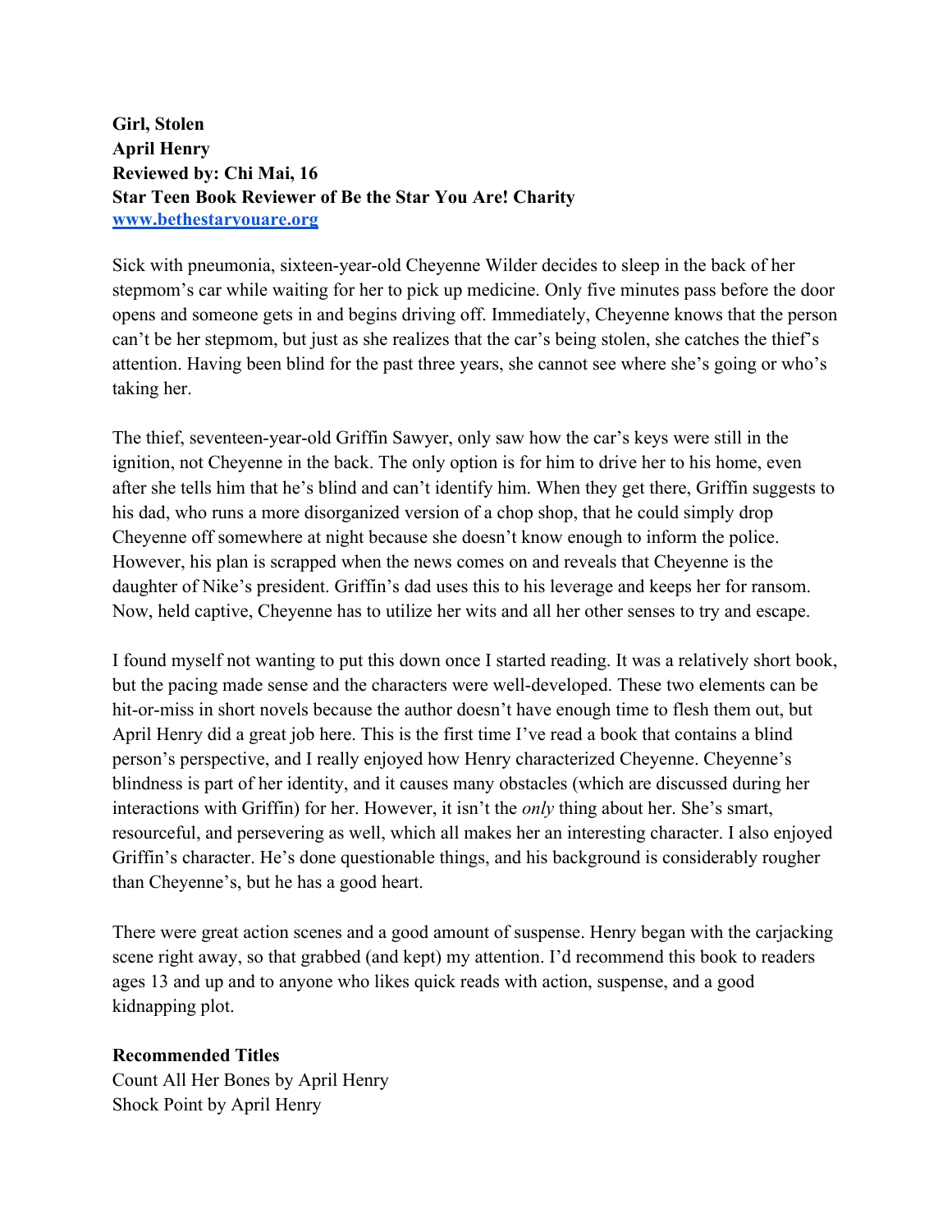**Girl, Stolen**
**April Henry**
**Reviewed by: Chi Mai, 16**
**Star Teen Book Reviewer of Be the Star You Are! Charity**
[www.bethestaryouare.org](http://www.bethestaryouare.org)

Sick with pneumonia, sixteen-year-old Cheyenne Wilder decides to sleep in the back of her stepmom's car while waiting for her to pick up medicine. Only five minutes pass before the door opens and someone gets in and begins driving off. Immediately, Cheyenne knows that the person can't be her stepmom, but just as she realizes that the car's being stolen, she catches the thief's attention. Having been blind for the past three years, she cannot see where she's going or who's taking her.

The thief, seventeen-year-old Griffin Sawyer, only saw how the car's keys were still in the ignition, not Cheyenne in the back. The only option is for him to drive her to his home, even after she tells him that he's blind and can't identify him. When they get there, Griffin suggests to his dad, who runs a more disorganized version of a chop shop, that he could simply drop Cheyenne off somewhere at night because she doesn't know enough to inform the police. However, his plan is scrapped when the news comes on and reveals that Cheyenne is the daughter of Nike's president. Griffin's dad uses this to his leverage and keeps her for ransom. Now, held captive, Cheyenne has to utilize her wits and all her other senses to try and escape.

I found myself not wanting to put this down once I started reading. It was a relatively short book, but the pacing made sense and the characters were well-developed. These two elements can be hit-or-miss in short novels because the author doesn't have enough time to flesh them out, but April Henry did a great job here. This is the first time I've read a book that contains a blind person's perspective, and I really enjoyed how Henry characterized Cheyenne. Cheyenne's blindness is part of her identity, and it causes many obstacles (which are discussed during her interactions with Griffin) for her. However, it isn't the *only* thing about her. She's smart, resourceful, and persevering as well, which all makes her an interesting character. I also enjoyed Griffin's character. He's done questionable things, and his background is considerably rougher than Cheyenne's, but he has a good heart.

There were great action scenes and a good amount of suspense. Henry began with the carjacking scene right away, so that grabbed (and kept) my attention. I'd recommend this book to readers ages 13 and up and to anyone who likes quick reads with action, suspense, and a good kidnapping plot.

**Recommended Titles**
Count All Her Bones by April Henry
Shock Point by April Henry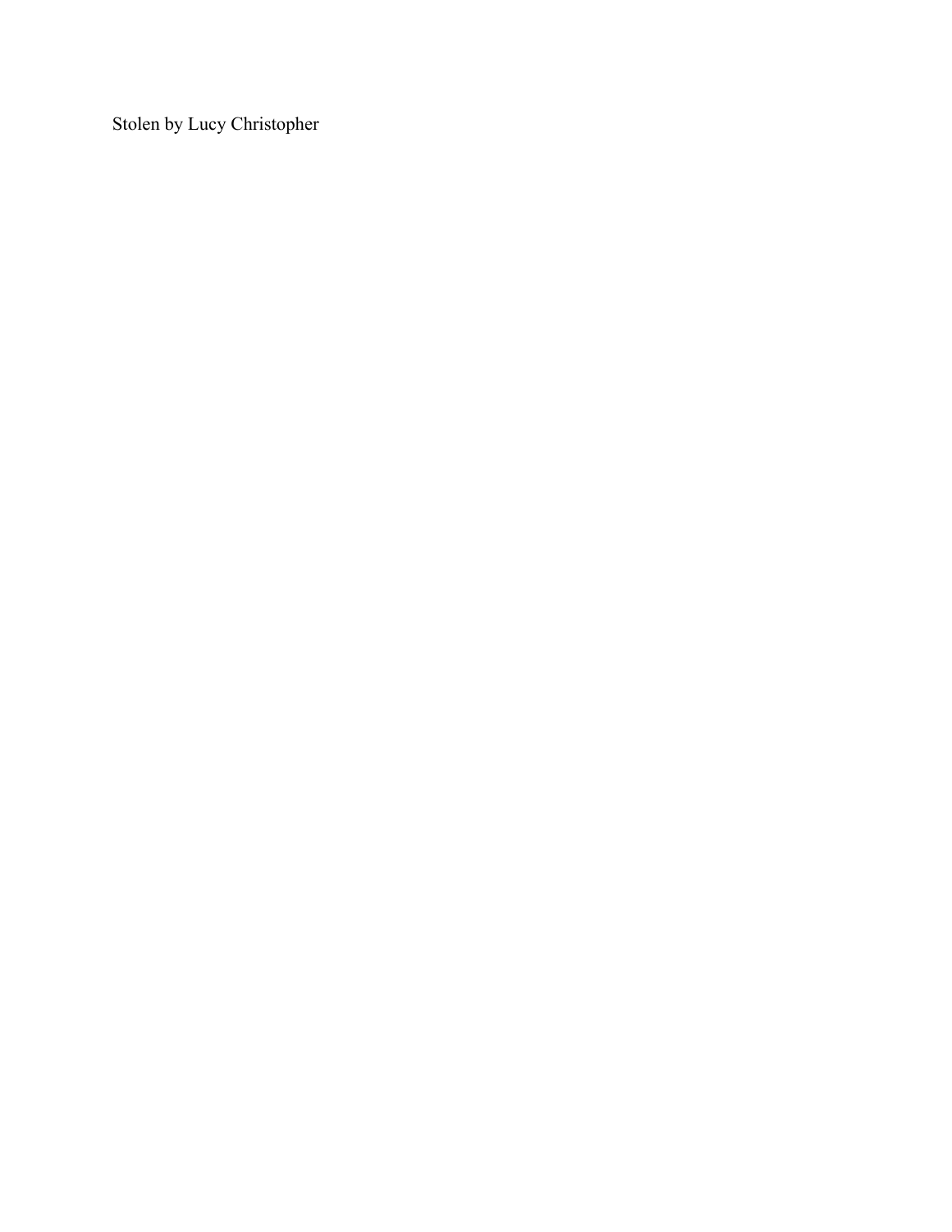Stolen by Lucy Christopher